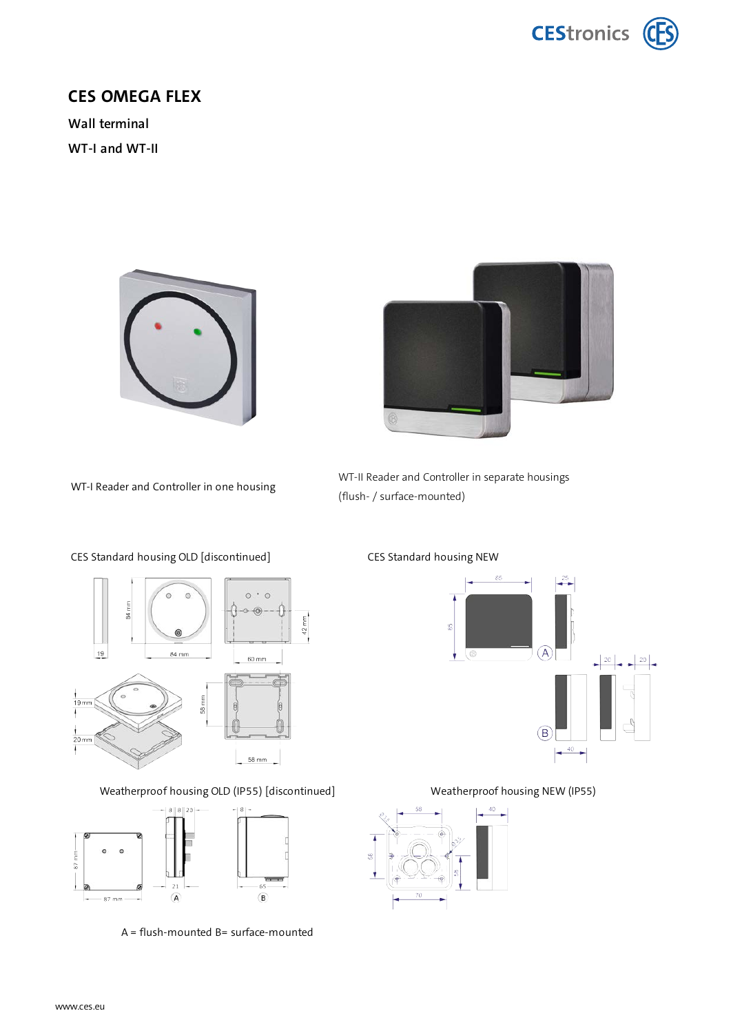# CES OMEGA FLEX

## Wall terminal

## WT-I and WT-II

WT-I Reader and Controller in one housing

WT-II Reader and Controller in separate housings (flush- / surface-mounted)

CES Standard housing OLD [discontinued]

CES Standard housing NEW

Weatherproof housing OLD (IP55) [discontinued]

Weatherproof housing NEW (IP55)

A = flush-mounted B= surface-mounted

www.ces.eu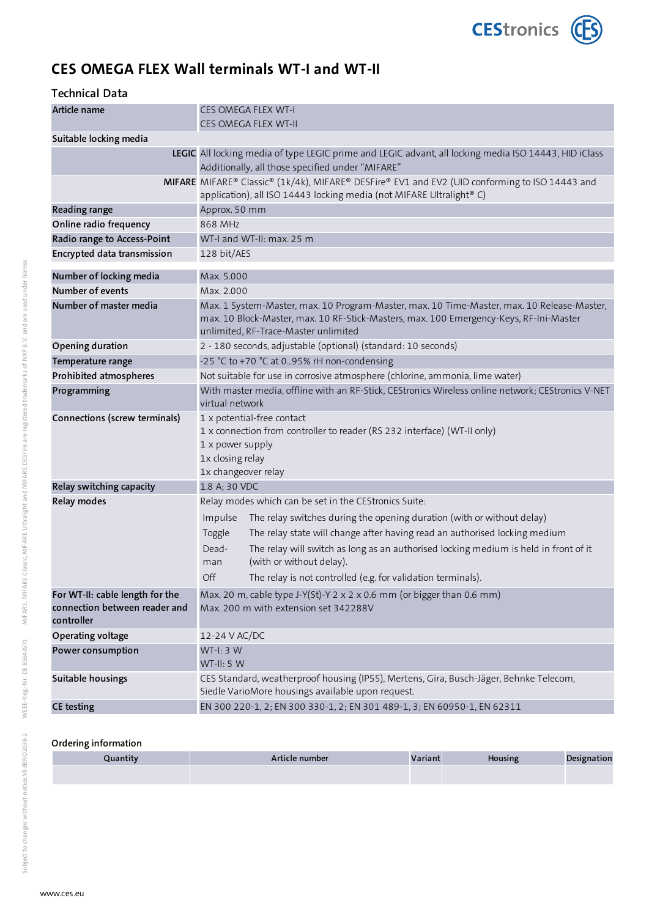# CES OMEGA FLEX Wall terminals WT-I and WT-II

## Technical Data

| | |
|---|---|
| **Article name** | CES OMEGA FLEX WT-I<br>CES OMEGA FLEX WT-II |
| **Suitable locking media** | |
| **LEGIC** | All locking media of type LEGIC prime and LEGIC advant, all locking media ISO 14443, HID iClass Additionally, all those specified under "MIFARE" |
| **MIFARE** | MIFARE® Classic® (1k/4k), MIFARE® DESFire® EV1 and EV2 (UID conforming to ISO 14443 and application), all ISO 14443 locking media (not MIFARE Ultralight® C) |
| **Reading range** | Approx. 50 mm |
| **Online radio frequency** | 868 MHz |
| **Radio range to Access-Point** | WT-I and WT-II: max. 25 m |
| **Encrypted data transmission** | 128 bit/AES |
| **Number of locking media** | Max. 5.000 |
| **Number of events** | Max. 2.000 |
| **Number of master media** | Max. 1 System-Master, max. 10 Program-Master, max. 10 Time-Master, max. 10 Release-Master, max. 10 Block-Master, max. 10 RF-Stick-Masters, max. 100 Emergency-Keys, RF-Ini-Master unlimited, RF-Trace-Master unlimited |
| **Opening duration** | 2 - 180 seconds, adjustable (optional) (standard: 10 seconds) |
| **Temperature range** | -25 °C to +70 °C at 0...95% rH non-condensing |
| **Prohibited atmospheres** | Not suitable for use in corrosive atmosphere (chlorine, ammonia, lime water) |
| **Programming** | With master media, offline with an RF-Stick, CEStronics Wireless online network; CEStronics V-NET virtual network |
| **Connections (screw terminals)** | 1 x potential-free contact<br>1 x connection from controller to reader (RS 232 interface) (WT-II only)<br>1 x power supply<br>1x closing relay<br>1x changeover relay |
| **Relay switching capacity** | 1.8 A; 30 VDC |
| **Relay modes** | Relay modes which can be set in the CEStronics Suite:<br>Impulse: The relay switches during the opening duration (with or without delay)<br>Toggle: The relay state will change after having read an authorised locking medium<br>Dead-man: The relay will switch as long as an authorised locking medium is held in front of it (with or without delay).<br>Off: The relay is not controlled (e.g. for validation terminals). |
| **For WT-II: cable length for the connection between reader and controller** | Max. 20 m, cable type J-Y(St)-Y 2 x 2 x 0.6 mm (or bigger than 0.6 mm)<br>Max. 200 m with extension set 342288V |
| **Operating voltage** | 12-24 V AC/DC |
| **Power consumption** | WT-I: 3 W<br>WT-II: 5 W |
| **Suitable housings** | CES Standard, weatherproof housing (IP55), Mertens, Gira, Busch-Jäger, Behnke Telecom, Siedle VarioMore housings available upon request. |
| **CE testing** | EN 300 220-1, 2; EN 300 330-1, 2; EN 301 489-1, 3; EN 60950-1, EN 62311 |

## Ordering information

| Quantity | Article number | Variant | Housing | Designation |
|---|---|---|---|---|
| | | | | |

MIFARE, MIFARE Classic, MIFARE Ultralight and MIFARE DESFire are registered trademarks of NXP B.V. and are used under license.

WEEE-Reg.-Nr. DE 85643571

Subject to changes without notice VB3BRO2038-2

www.ces.eu